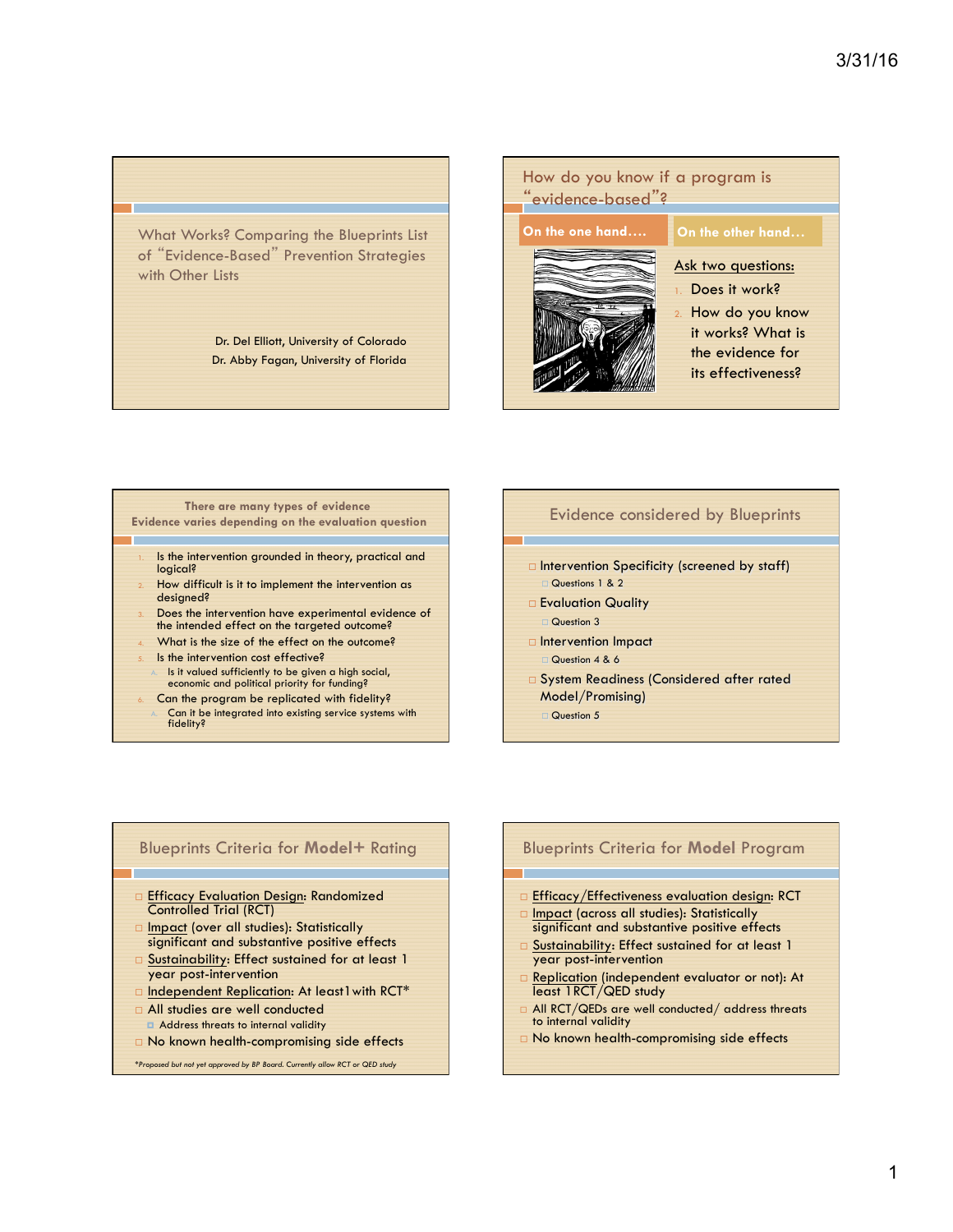## What Works? Comparing the Blueprints List of "Evidence-Based" Prevention Strategies with Other Lists

Dr. Del Elliott, University of Colorado
Dr. Abby Fagan, University of Florida

## How do you know if a program is "evidence-based"?

**On the one hand….**

**On the other hand…**

Ask two questions:

1. Does it work?
2. How do you know it works? What is the evidence for its effectiveness?

## There are many types of evidence
## Evidence varies depending on the evaluation question

1. Is the intervention grounded in theory, practical and logical?
2. How difficult is it to implement the intervention as designed?
3. Does the intervention have experimental evidence of the intended effect on the targeted outcome?
4. What is the size of the effect on the outcome?
5. Is the intervention cost effective?
   A. Is it valued sufficiently to be given a high social, economic and political priority for funding?
6. Can the program be replicated with fidelity?
   A. Can it be integrated into existing service systems with fidelity?

## Evidence considered by Blueprints

- Intervention Specificity (screened by staff)
  - Questions 1 & 2
- Evaluation Quality
  - Question 3
- Intervention Impact
  - Question 4 & 6
- System Readiness (Considered after rated Model/Promising)
  - Question 5

## Blueprints Criteria for **Model+** Rating

- Efficacy Evaluation Design: Randomized Controlled Trial (RCT)
- Impact (over all studies): Statistically significant and substantive positive effects
- Sustainability: Effect sustained for at least 1 year post-intervention
- Independent Replication: At least1 with RCT*
- All studies are well conducted
  - Address threats to internal validity
- No known health-compromising side effects

*Proposed but not yet approved by BP Board. Currently allow RCT or QED study*

## Blueprints Criteria for **Model** Program

- Efficacy/Effectiveness evaluation design: RCT
- Impact (across all studies): Statistically significant and substantive positive effects
- Sustainability: Effect sustained for at least 1 year post-intervention
- Replication (independent evaluator or not): At least 1RCT/QED study
- All RCT/QEDs are well conducted/ address threats to internal validity
- No known health-compromising side effects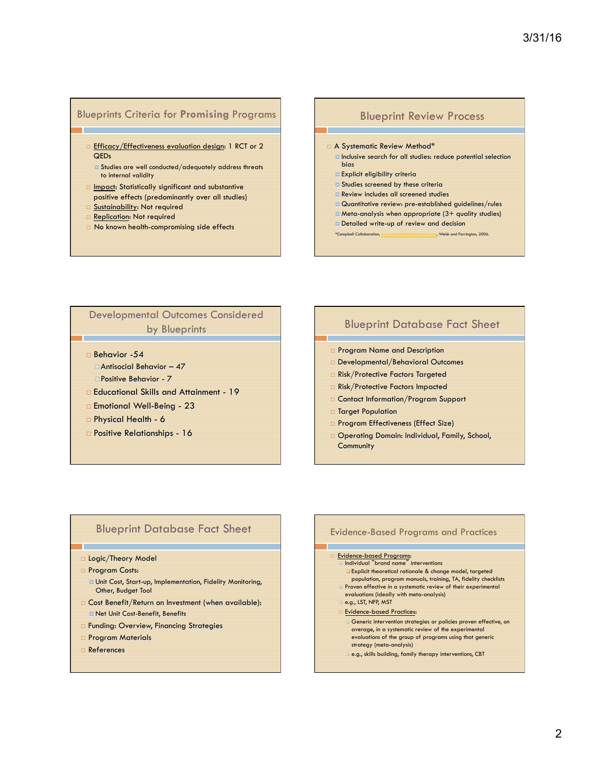## Blueprints Criteria for **Promising** Programs

- Efficacy/Effectiveness evaluation design: 1 RCT or 2 QEDs
  - Studies are well conducted/adequately address threats to internal validity
- Impact: Statistically significant and substantive positive effects (predominantly over all studies)
- Sustainability: Not required
- Replication: Not required
- No known health-compromising side effects

## Blueprint Review Process

- A Systematic Review Method*
  - Inclusive search for all studies: reduce potential selection bias
  - Explicit eligibility criteria
  - Studies screened by these criteria
  - Review includes all screened studies
  - Quantitative review: pre-established guidelines/rules
  - Meta-analysis when appropriate (3+ quality studies)
  - Detailed write-up of review and decision

*Campbell Collaboration, www.campbellcollaboration.org, Welsh and Farrington, 2006.

## Developmental Outcomes Considered by Blueprints

- Behavior -54
  - Antisocial Behavior – 47
  - Positive Behavior - 7
- Educational Skills and Attainment - 19
- Emotional Well-Being - 23
- Physical Health - 6
- Positive Relationships - 16

## Blueprint Database Fact Sheet

- Program Name and Description
- Developmental/Behavioral Outcomes
- Risk/Protective Factors Targeted
- Risk/Protective Factors Impacted
- Contact Information/Program Support
- Target Population
- Program Effectiveness (Effect Size)
- Operating Domain: Individual, Family, School, Community

## Blueprint Database Fact Sheet

- Logic/Theory Model
- Program Costs:
  - Unit Cost, Start-up, Implementation, Fidelity Monitoring, Other, Budget Tool
- Cost Benefit/Return on Investment (when available):
  - Net Unit Cost-Benefit, Benefits
- Funding: Overview, Financing Strategies
- Program Materials
- References

## Evidence-Based Programs and Practices

- Evidence-based Programs:
  - Individual "brand name" interventions
    - Explicit theoretical rationale & change model, targeted population, program manuals, training, TA, fidelity checklists
  - Proven effective in a systematic review of their experimental evaluations (ideally with meta-analysis)
  - e.g., LST, NFP, MST
  - Evidence-based Practices:
    - Generic intervention strategies or policies proven effective, on average, in a systematic review of the experimental evaluations of the group of programs using that generic strategy (meta-analysis)
    - e.g., skills building, family therapy interventions, CBT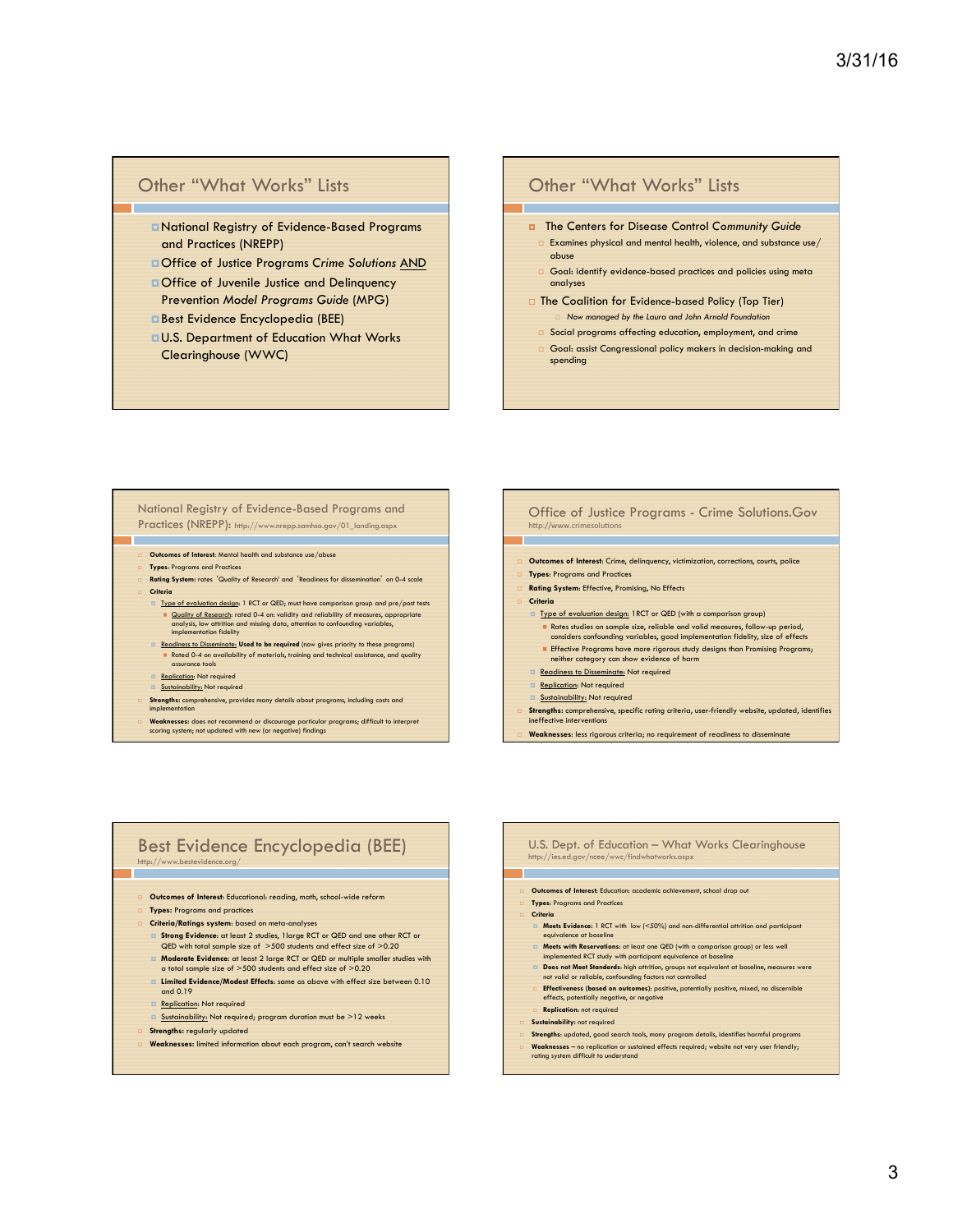## Other "What Works" Lists

- National Registry of Evidence-Based Programs and Practices (NREPP)
- Office of Justice Programs *Crime Solutions* AND
- Office of Juvenile Justice and Delinquency Prevention *Model Programs Guide* (MPG)
- Best Evidence Encyclopedia (BEE)
- U.S. Department of Education What Works Clearinghouse (WWC)

## Other "What Works" Lists

- The Centers for Disease Control *Community Guide*
  - Examines physical and mental health, violence, and substance use/abuse
  - Goal: identify evidence-based practices and policies using meta analyses
- The Coalition for Evidence-based Policy (Top Tier)
  - *Now managed by the Laura and John Arnold Foundation*
  - Social programs affecting education, employment, and crime
  - Goal: assist Congressional policy makers in decision-making and spending

## National Registry of Evidence-Based Programs and Practices (NREPP): http://www.nrepp.samhsa.gov/01_landing.aspx

- **Outcomes of Interest:** Mental health and substance use/abuse
- **Types:** Programs and Practices
- **Rating System:** rates 'Quality of Research' and 'Readiness for dissemination' on 0-4 scale
- **Criteria**
  - Type of evaluation design: 1 RCT or QED; must have comparison group and pre/post tests
    - Quality of Research: rated 0-4 on: validity and reliability of measures, appropriate analysis, low attrition and missing data, attention to confounding variables, implementation fidelity
  - Readiness to Disseminate: **Used to be required** (now gives priority to these programs)
    - Rated 0-4 on availability of materials, training and technical assistance, and quality assurance tools
  - Replication: Not required
  - Sustainability: Not required
- **Strengths:** comprehensive, provides many details about programs, including costs and implementation
- **Weaknesses:** does not recommend or discourage particular programs; difficult to interpret scoring system; not updated with new (or negative) findings

## Office of Justice Programs - Crime Solutions.Gov

http://www.crimesolutions

- **Outcomes of Interest:** Crime, delinquency, victimization, corrections, courts, police
- **Types:** Programs and Practices
- **Rating System:** Effective, Promising, No Effects
- **Criteria**
  - Type of evaluation design: 1RCT or QED (with a comparison group)
    - Rates studies on sample size, reliable and valid measures, follow-up period, considers confounding variables, good implementation fidelity, size of effects
    - Effective Programs have more rigorous study designs than Promising Programs; neither category can show evidence of harm
  - Readiness to Disseminate: Not required
  - Replication: Not required
  - Sustainability: Not required
- **Strengths:** comprehensive, specific rating criteria, user-friendly website, updated, identifies ineffective interventions
- **Weaknesses:** less rigorous criteria; no requirement of readiness to disseminate

## Best Evidence Encyclopedia (BEE)

http://www.bestevidence.org/

- **Outcomes of Interest:** Educational: reading, math, school-wide reform
- **Types:** Programs and practices
- **Criteria/Ratings system:** based on meta-analyses
  - **Strong Evidence:** at least 2 studies, 1large RCT or QED and one other RCT or QED with total sample size of >500 students and effect size of >0.20
  - **Moderate Evidence:** at least 2 large RCT or QED or multiple smaller studies with a total sample size of >500 students and effect size of >0.20
  - **Limited Evidence/Modest Effects:** same as above with effect size between 0.10 and 0.19
  - Replication: Not required
  - Sustainability: Not required; program duration must be >12 weeks
- **Strengths:** regularly updated
- **Weaknesses:** limited information about each program, can't search website

## U.S. Dept. of Education – What Works Clearinghouse

http://ies.ed.gov/ncee/wwc/findwhatworks.aspx

- **Outcomes of Interest:** Education: academic achievement, school drop out
- **Types:** Programs and Practices
- **Criteria**
  - **Meets Evidence:** 1 RCT with low (<50%) and non-differential attrition and participant equivalence at baseline
  - **Meets with Reservations:** at least one QED (with a comparison group) or less well implemented RCT study with participant equivalence at baseline
  - **Does not Meet Standards:** high attrition, groups not equivalent at baseline, measures were not valid or reliable, confounding factors not controlled
  - **Effectiveness (based on outcomes):** positive, potentially positive, mixed, no discernible effects, potentially negative, or negative
  - **Replication:** not required
- **Sustainability:** not required
- **Strengths:** updated, good search tools, many program details, identifies harmful programs
- **Weaknesses** – no replication or sustained effects required; website not very user friendly; rating system difficult to understand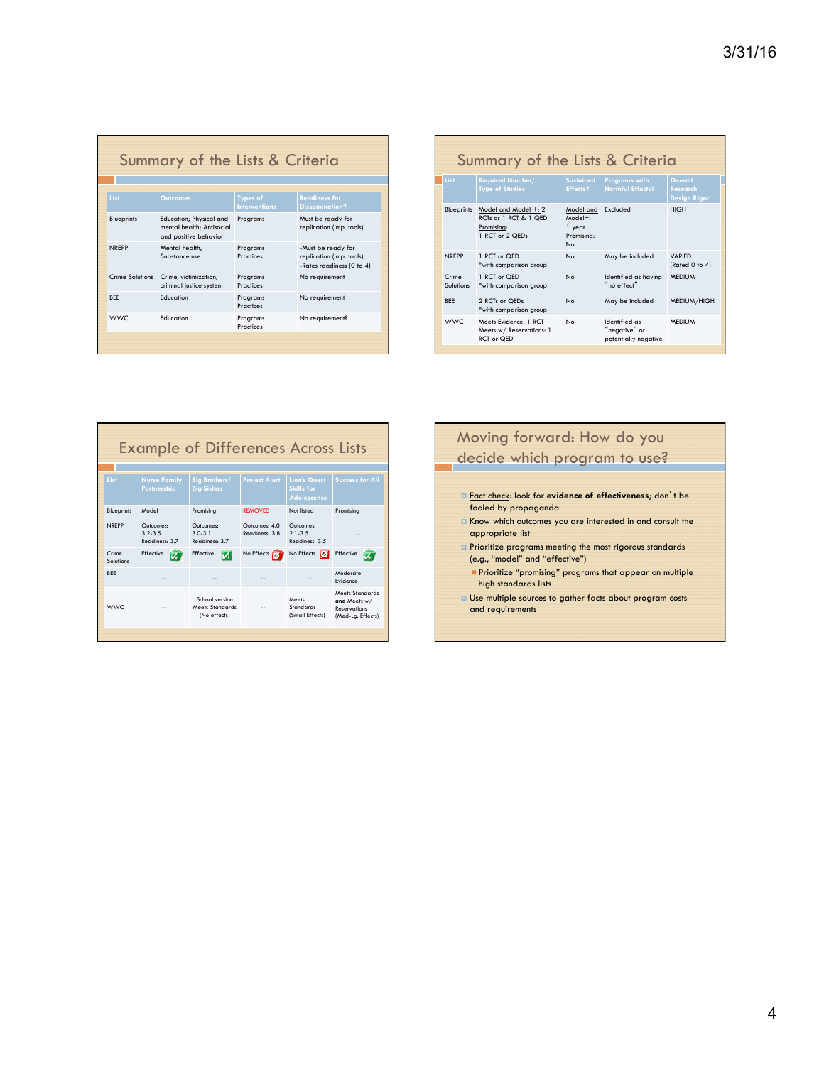## Summary of the Lists & Criteria

| List | Outcomes | Types of Interventions | Readiness for Dissemination? |
|---|---|---|---|
| Blueprints | Education; Physical and mental health; Antisocial and positive behavior | Programs | Must be ready for replication (imp. tools) |
| NREPP | Mental health, Substance use | Programs Practices | -Must be ready for replication (imp. tools) -Rates readiness (0 to 4) |
| Crime Solutions | Crime, victimization, criminal justice system | Programs Practices | No requirement |
| BEE | Education | Programs Practices | No requirement |
| WWC | Education | Programs Practices | No requirement? |

## Summary of the Lists & Criteria

| List | Required Number/ Type of Studies | Sustained Effects? | Programs with Harmful Effects? | Overall Research Design Rigor |
|---|---|---|---|---|
| Blueprints | Model and Model +: 2 RCTs or 1 RCT & 1 QED Promising: 1 RCT or 2 QEDs | Model and Model+: 1 year Promising: No | Excluded | HIGH |
| NREPP | 1 RCT or QED *with comparison group | No | May be included | VARIED (Rated 0 to 4) |
| Crime Solutions | 1 RCT or QED *with comparison group | No | Identified as having "no effect" | MEDIUM |
| BEE | 2 RCTs or QEDs *with comparison group | No | May be included | MEDIUM/HIGH |
| WWC | Meets Evidence: 1 RCT Meets w/ Reservations: 1 RCT or QED | No | Identified as "negative" or potentially negative | MEDIUM |

## Example of Differences Across Lists

| List | Nurse Family Partnership | Big Brothers/ Big Sisters | Project Alert | Lion's Quest Skills for Adolescence | Success for All |
|---|---|---|---|---|---|
| Blueprints | Model | Promising | REMOVED | Not listed | Promising |
| NREPP | Outcomes: 3.2-3.5 Readiness: 3.7 | Outcomes: 3.0-3.1 Readiness: 3.7 | Outcomes: 4.0 Readiness: 3.8 | Outcomes: 2.1-3.5 Readiness: 3.5 | -- |
| Crime Solutions | Effective | Effective | No Effects | No Effects | Effective |
| BEE | -- | -- | -- | -- | Moderate Evidence |
| WWC | -- | School version Meets Standards (No effects) | -- | Meets Standards (Small Effects) | Meets Standards **and** Meets w/ Reservations (Med-Lg. Effects) |

## Moving forward: How do you decide which program to use?

- Fact check: look for **evidence of effectiveness**; don't be fooled by propaganda
- Know which outcomes you are interested in and consult the appropriate list
- Prioritize programs meeting the most rigorous standards (e.g., "model" and "effective")
  - Prioritize "promising" programs that appear on multiple high standards lists
- Use multiple sources to gather facts about program costs and requirements